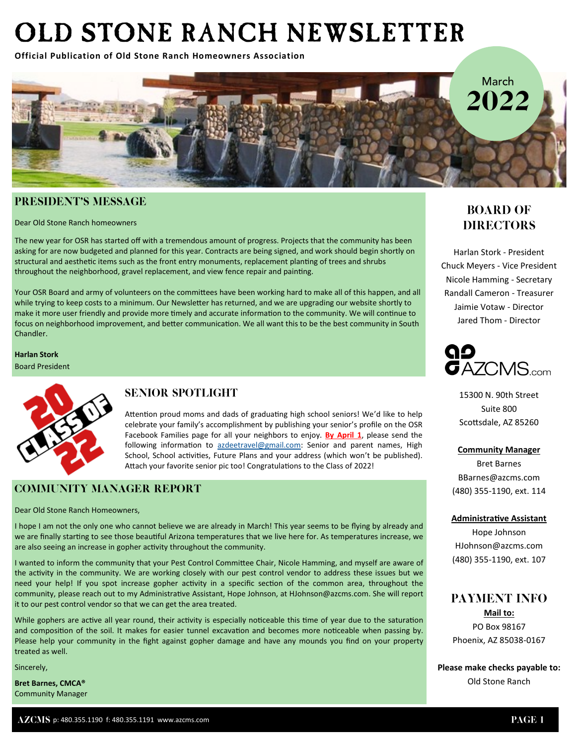# OLD STONE RANCH NEWSLETTER

**Official Publication of Old Stone Ranch Homeowners Association**

March 2022

## PRESIDENT'S MESSAGE

Dear Old Stone Ranch homeowners

The new year for OSR has started off with a tremendous amount of progress. Projects that the community has been asking for are now budgeted and planned for this year. Contracts are being signed, and work should begin shortly on structural and aesthetic items such as the front entry monuments, replacement planting of trees and shrubs throughout the neighborhood, gravel replacement, and view fence repair and painting.

Your OSR Board and army of volunteers on the committees have been working hard to make all of this happen, and all while trying to keep costs to a minimum. Our Newsletter has returned, and we are upgrading our website shortly to make it more user friendly and provide more timely and accurate information to the community. We will continue to focus on neighborhood improvement, and better communication. We all want this to be the best community in South Chandler.

**Harlan Stork**
Board President

## SENIOR SPOTLIGHT

Attention proud moms and dads of graduating high school seniors! We'd like to help celebrate your family's accomplishment by publishing your senior's profile on the OSR Facebook Families page for all your neighbors to enjoy. **By April 1**, please send the following information to azdeetravel@gmail.com: Senior and parent names, High School, School activities, Future Plans and your address (which won't be published). Attach your favorite senior pic too! Congratulations to the Class of 2022!

## COMMUNITY MANAGER REPORT

Dear Old Stone Ranch Homeowners,

I hope I am not the only one who cannot believe we are already in March! This year seems to be flying by already and we are finally starting to see those beautiful Arizona temperatures that we live here for. As temperatures increase, we are also seeing an increase in gopher activity throughout the community.

I wanted to inform the community that your Pest Control Committee Chair, Nicole Hamming, and myself are aware of the activity in the community. We are working closely with our pest control vendor to address these issues but we need your help! If you spot increase gopher activity in a specific section of the common area, throughout the community, please reach out to my Administrative Assistant, Hope Johnson, at HJohnson@azcms.com. She will report it to our pest control vendor so that we can get the area treated.

While gophers are active all year round, their activity is especially noticeable this time of year due to the saturation and composition of the soil. It makes for easier tunnel excavation and becomes more noticeable when passing by. Please help your community in the fight against gopher damage and have any mounds you find on your property treated as well.

Sincerely,

**Bret Barnes, CMCA®**
Community Manager

## BOARD OF DIRECTORS

Harlan Stork - President
Chuck Meyers - Vice President
Nicole Hamming - Secretary
Randall Cameron - Treasurer
Jaimie Votaw - Director
Jared Thom - Director

AZCMS.com

15300 N. 90th Street
Suite 800
Scottsdale, AZ 85260

**Community Manager**
Bret Barnes
BBarnes@azcms.com
(480) 355-1190, ext. 114

**Administrative Assistant**
Hope Johnson
HJohnson@azcms.com
(480) 355-1190, ext. 107

## PAYMENT INFO

**Mail to:**
PO Box 98167
Phoenix, AZ 85038-0167

**Please make checks payable to:**
Old Stone Ranch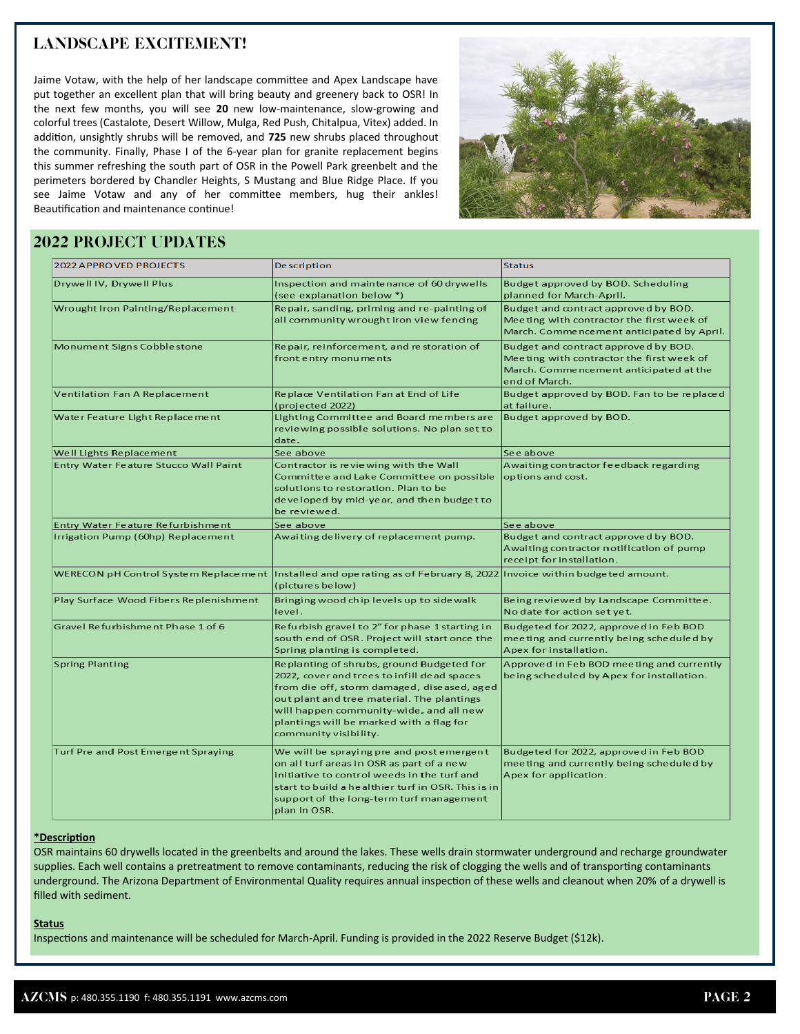## LANDSCAPE EXCITEMENT!

Jaime Votaw, with the help of her landscape committee and Apex Landscape have put together an excellent plan that will bring beauty and greenery back to OSR! In the next few months, you will see **20** new low-maintenance, slow-growing and colorful trees (Castalote, Desert Willow, Mulga, Red Push, Chitalpua, Vitex) added. In addition, unsightly shrubs will be removed, and **725** new shrubs placed throughout the community. Finally, Phase I of the 6-year plan for granite replacement begins this summer refreshing the south part of OSR in the Powell Park greenbelt and the perimeters bordered by Chandler Heights, S Mustang and Blue Ridge Place. If you see Jaime Votaw and any of her committee members, hug their ankles! Beautification and maintenance continue!

## 2022 PROJECT UPDATES

| 2022 APPROVED PROJECTS | Description | Status |
| --- | --- | --- |
| Drywell IV, Drywell Plus | Inspection and maintenance of 60 drywells (see explanation below *) | Budget approved by BOD. Scheduling planned for March-April. |
| Wrought Iron Painting/Replacement | Repair, sanding, priming and re-painting of all community wrought iron view fencing | Budget and contract approved by BOD. Meeting with contractor the first week of March. Commencement anticipated by April. |
| Monument Signs Cobblestone | Repair, reinforcement, and restoration of front entry monuments | Budget and contract approved by BOD. Meeting with contractor the first week of March. Commencement anticipated at the end of March. |
| Ventilation Fan A Replacement | Replace Ventilation Fan at End of Life (projected 2022) | Budget approved by BOD. Fan to be replaced at failure. |
| Water Feature Light Replacement | Lighting Committee and Board members are reviewing possible solutions. No plan set to date. | Budget approved by BOD. |
| Well Lights Replacement | See above | See above |
| Entry Water Feature Stucco Wall Paint | Contractor is reviewing with the Wall Committee and Lake Committee on possible solutions to restoration. Plan to be developed by mid-year, and then budget to be reviewed. | Awaiting contractor feedback regarding options and cost. |
| Entry Water Feature Refurbishment | See above | See above |
| Irrigation Pump (60hp) Replacement | Awaiting delivery of replacement pump. | Budget and contract approved by BOD. Awaiting contractor notification of pump receipt for installation. |
| WERECON pH Control System Replacement | Installed and operating as of February 8, 2022 (pictures below) | Invoice within budgeted amount. |
| Play Surface Wood Fibers Replenishment | Bringing wood chip levels up to sidewalk level. | Being reviewed by Landscape Committee. No date for action set yet. |
| Gravel Refurbishment Phase 1 of 6 | Refurbish gravel to 2" for phase 1 starting in south end of OSR. Project will start once the Spring planting is completed. | Budgeted for 2022, approved in Feb BOD meeting and currently being scheduled by Apex for installation. |
| Spring Planting | Replanting of shrubs, ground Budgeted for 2022, cover and trees to infill dead spaces from die off, storm damaged, diseased, aged out plant and tree material. The plantings will happen community-wide, and all new plantings will be marked with a flag for community visibility. | Approved in Feb BOD meeting and currently being scheduled by Apex for installation. |
| Turf Pre and Post Emergent Spraying | We will be spraying pre and post emergent on all turf areas in OSR as part of a new initiative to control weeds in the turf and start to build a healthier turf in OSR. This is in support of the long-term turf management plan in OSR. | Budgeted for 2022, approved in Feb BOD meeting and currently being scheduled by Apex for application. |

**\*Description**

OSR maintains 60 drywells located in the greenbelts and around the lakes. These wells drain stormwater underground and recharge groundwater supplies. Each well contains a pretreatment to remove contaminants, reducing the risk of clogging the wells and of transporting contaminants underground. The Arizona Department of Environmental Quality requires annual inspection of these wells and cleanout when 20% of a drywell is filled with sediment.

**Status**

Inspections and maintenance will be scheduled for March-April. Funding is provided in the 2022 Reserve Budget ($12k).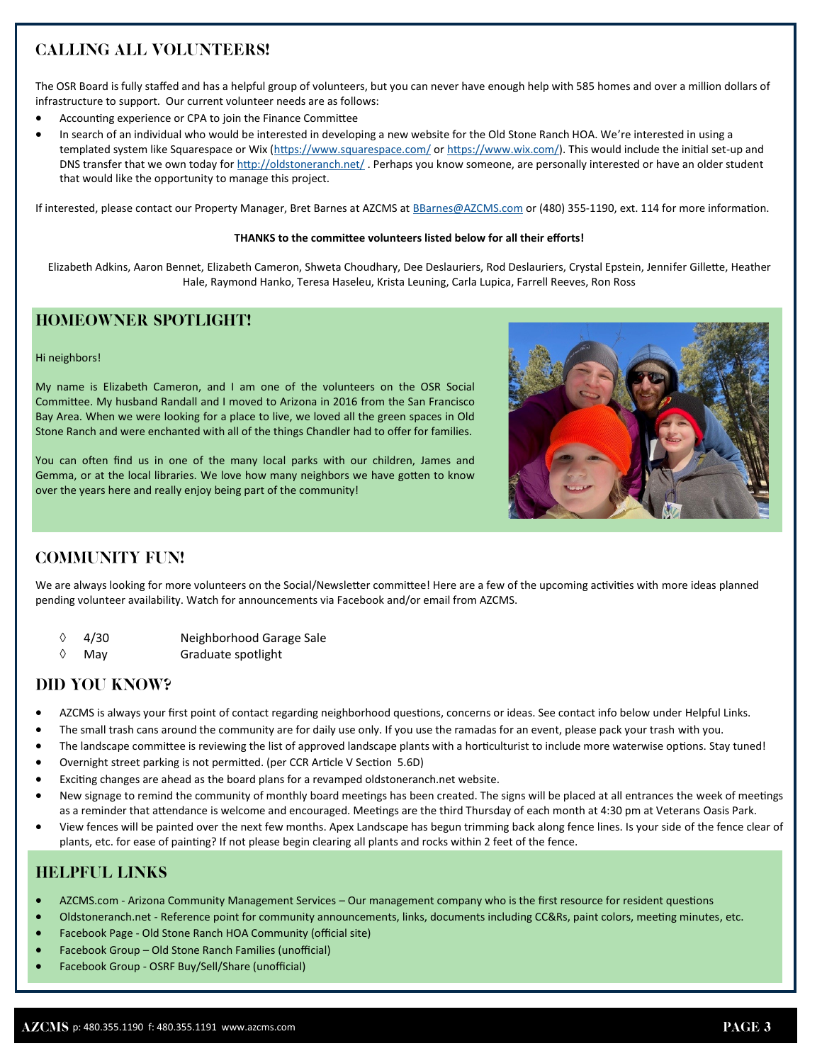## CALLING ALL VOLUNTEERS!

The OSR Board is fully staffed and has a helpful group of volunteers, but you can never have enough help with 585 homes and over a million dollars of infrastructure to support. Our current volunteer needs are as follows:

- Accounting experience or CPA to join the Finance Committee
- In search of an individual who would be interested in developing a new website for the Old Stone Ranch HOA. We're interested in using a templated system like Squarespace or Wix (https://www.squarespace.com/ or https://www.wix.com/). This would include the initial set-up and DNS transfer that we own today for http://oldstoneranch.net/ . Perhaps you know someone, are personally interested or have an older student that would like the opportunity to manage this project.

If interested, please contact our Property Manager, Bret Barnes at AZCMS at BBarnes@AZCMS.com or (480) 355-1190, ext. 114 for more information.

**THANKS to the committee volunteers listed below for all their efforts!**

Elizabeth Adkins, Aaron Bennet, Elizabeth Cameron, Shweta Choudhary, Dee Deslauriers, Rod Deslauriers, Crystal Epstein, Jennifer Gillette, Heather Hale, Raymond Hanko, Teresa Haseleu, Krista Leuning, Carla Lupica, Farrell Reeves, Ron Ross

## HOMEOWNER SPOTLIGHT!

Hi neighbors!

My name is Elizabeth Cameron, and I am one of the volunteers on the OSR Social Committee. My husband Randall and I moved to Arizona in 2016 from the San Francisco Bay Area. When we were looking for a place to live, we loved all the green spaces in Old Stone Ranch and were enchanted with all of the things Chandler had to offer for families.

You can often find us in one of the many local parks with our children, James and Gemma, or at the local libraries. We love how many neighbors we have gotten to know over the years here and really enjoy being part of the community!

## COMMUNITY FUN!

We are always looking for more volunteers on the Social/Newsletter committee! Here are a few of the upcoming activities with more ideas planned pending volunteer availability. Watch for announcements via Facebook and/or email from AZCMS.

- 4/30 Neighborhood Garage Sale
- May Graduate spotlight

## DID YOU KNOW?

- AZCMS is always your first point of contact regarding neighborhood questions, concerns or ideas. See contact info below under Helpful Links.
- The small trash cans around the community are for daily use only. If you use the ramadas for an event, please pack your trash with you.
- The landscape committee is reviewing the list of approved landscape plants with a horticulturist to include more waterwise options. Stay tuned!
- Overnight street parking is not permitted. (per CCR Article V Section 5.6D)
- Exciting changes are ahead as the board plans for a revamped oldstoneranch.net website.
- New signage to remind the community of monthly board meetings has been created. The signs will be placed at all entrances the week of meetings as a reminder that attendance is welcome and encouraged. Meetings are the third Thursday of each month at 4:30 pm at Veterans Oasis Park.
- View fences will be painted over the next few months. Apex Landscape has begun trimming back along fence lines. Is your side of the fence clear of plants, etc. for ease of painting? If not please begin clearing all plants and rocks within 2 feet of the fence.

## HELPFUL LINKS

- AZCMS.com - Arizona Community Management Services – Our management company who is the first resource for resident questions
- Oldstoneranch.net - Reference point for community announcements, links, documents including CC&Rs, paint colors, meeting minutes, etc.
- Facebook Page - Old Stone Ranch HOA Community (official site)
- Facebook Group – Old Stone Ranch Families (unofficial)
- Facebook Group - OSRF Buy/Sell/Share (unofficial)